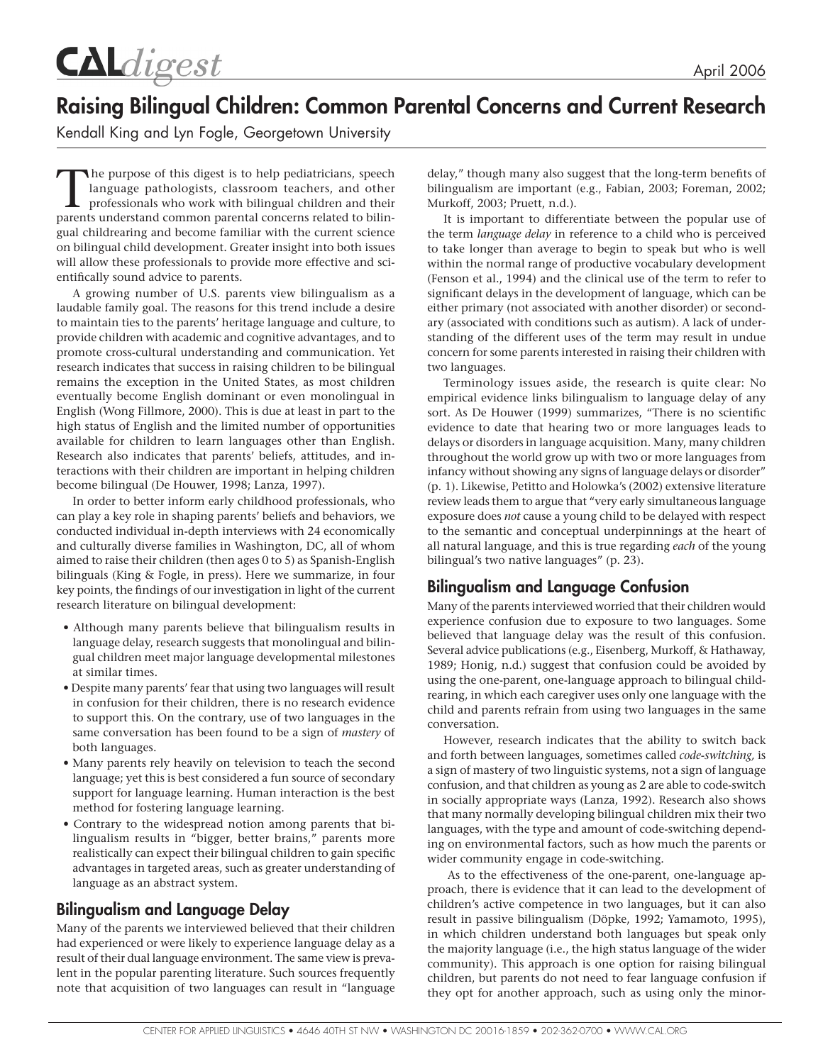CALdigest

April 2006

# Raising Bilingual Children: Common Parental Concerns and Current Research

Kendall King and Lyn Fogle, Georgetown University

The purpose of this digest is to help pediatricians, speech language pathologists, classroom teachers, and other professionals who work with bilingual children and their parents understand common parental concerns related to bilingual childrearing and become familiar with the current science on bilingual child development. Greater insight into both issues will allow these professionals to provide more effective and scientifically sound advice to parents.

A growing number of U.S. parents view bilingualism as a laudable family goal. The reasons for this trend include a desire to maintain ties to the parents' heritage language and culture, to provide children with academic and cognitive advantages, and to promote cross-cultural understanding and communication. Yet research indicates that success in raising children to be bilingual remains the exception in the United States, as most children eventually become English dominant or even monolingual in English (Wong Fillmore, 2000). This is due at least in part to the high status of English and the limited number of opportunities available for children to learn languages other than English. Research also indicates that parents' beliefs, attitudes, and interactions with their children are important in helping children become bilingual (De Houwer, 1998; Lanza, 1997).

In order to better inform early childhood professionals, who can play a key role in shaping parents' beliefs and behaviors, we conducted individual in-depth interviews with 24 economically and culturally diverse families in Washington, DC, all of whom aimed to raise their children (then ages 0 to 5) as Spanish-English bilinguals (King & Fogle, in press). Here we summarize, in four key points, the findings of our investigation in light of the current research literature on bilingual development:

- Although many parents believe that bilingualism results in language delay, research suggests that monolingual and bilingual children meet major language developmental milestones at similar times.
- Despite many parents' fear that using two languages will result in confusion for their children, there is no research evidence to support this. On the contrary, use of two languages in the same conversation has been found to be a sign of *mastery* of both languages.
- Many parents rely heavily on television to teach the second language; yet this is best considered a fun source of secondary support for language learning. Human interaction is the best method for fostering language learning.
- Contrary to the widespread notion among parents that bilingualism results in "bigger, better brains," parents more realistically can expect their bilingual children to gain specific advantages in targeted areas, such as greater understanding of language as an abstract system.

## Bilingualism and Language Delay

Many of the parents we interviewed believed that their children had experienced or were likely to experience language delay as a result of their dual language environment. The same view is prevalent in the popular parenting literature. Such sources frequently note that acquisition of two languages can result in "language delay," though many also suggest that the long-term benefits of bilingualism are important (e.g., Fabian, 2003; Foreman, 2002; Murkoff, 2003; Pruett, n.d.).

It is important to differentiate between the popular use of the term *language delay* in reference to a child who is perceived to take longer than average to begin to speak but who is well within the normal range of productive vocabulary development (Fenson et al., 1994) and the clinical use of the term to refer to significant delays in the development of language, which can be either primary (not associated with another disorder) or secondary (associated with conditions such as autism). A lack of understanding of the different uses of the term may result in undue concern for some parents interested in raising their children with two languages.

Terminology issues aside, the research is quite clear: No empirical evidence links bilingualism to language delay of any sort. As De Houwer (1999) summarizes, "There is no scientific evidence to date that hearing two or more languages leads to delays or disorders in language acquisition. Many, many children throughout the world grow up with two or more languages from infancy without showing any signs of language delays or disorder" (p. 1). Likewise, Petitto and Holowka's (2002) extensive literature review leads them to argue that "very early simultaneous language exposure does *not* cause a young child to be delayed with respect to the semantic and conceptual underpinnings at the heart of all natural language, and this is true regarding *each* of the young bilingual's two native languages" (p. 23).

## Bilingualism and Language Confusion

Many of the parents interviewed worried that their children would experience confusion due to exposure to two languages. Some believed that language delay was the result of this confusion. Several advice publications (e.g., Eisenberg, Murkoff, & Hathaway, 1989; Honig, n.d.) suggest that confusion could be avoided by using the one-parent, one-language approach to bilingual childrearing, in which each caregiver uses only one language with the child and parents refrain from using two languages in the same conversation.

However, research indicates that the ability to switch back and forth between languages, sometimes called *code-switching,* is a sign of mastery of two linguistic systems, not a sign of language confusion, and that children as young as 2 are able to code-switch in socially appropriate ways (Lanza, 1992). Research also shows that many normally developing bilingual children mix their two languages, with the type and amount of code-switching depending on environmental factors, such as how much the parents or wider community engage in code-switching.

As to the effectiveness of the one-parent, one-language approach, there is evidence that it can lead to the development of children's active competence in two languages, but it can also result in passive bilingualism (Döpke, 1992; Yamamoto, 1995), in which children understand both languages but speak only the majority language (i.e., the high status language of the wider community). This approach is one option for raising bilingual children, but parents do not need to fear language confusion if they opt for another approach, such as using only the minor-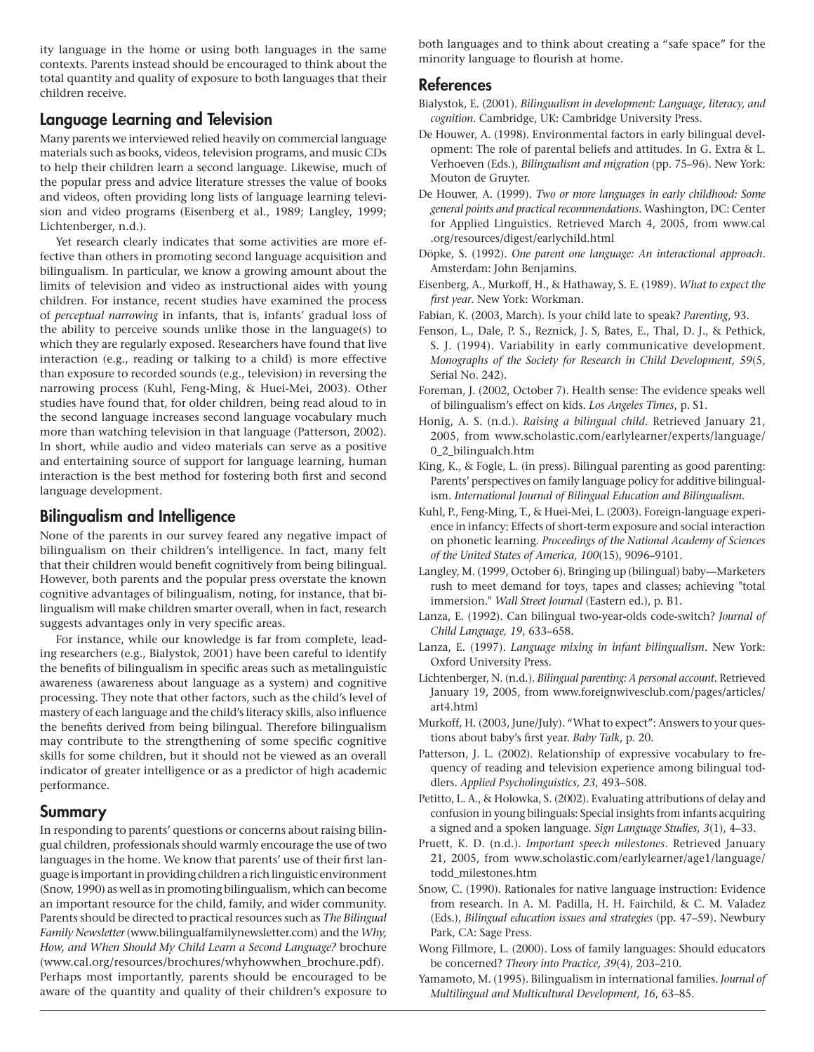ity language in the home or using both languages in the same contexts. Parents instead should be encouraged to think about the total quantity and quality of exposure to both languages that their children receive.

## Language Learning and Television

Many parents we interviewed relied heavily on commercial language materials such as books, videos, television programs, and music CDs to help their children learn a second language. Likewise, much of the popular press and advice literature stresses the value of books and videos, often providing long lists of language learning television and video programs (Eisenberg et al., 1989; Langley, 1999; Lichtenberger, n.d.).

Yet research clearly indicates that some activities are more effective than others in promoting second language acquisition and bilingualism. In particular, we know a growing amount about the limits of television and video as instructional aides with young children. For instance, recent studies have examined the process of *perceptual narrowing* in infants, that is, infants' gradual loss of the ability to perceive sounds unlike those in the language(s) to which they are regularly exposed. Researchers have found that live interaction (e.g., reading or talking to a child) is more effective than exposure to recorded sounds (e.g., television) in reversing the narrowing process (Kuhl, Feng-Ming, & Huei-Mei, 2003). Other studies have found that, for older children, being read aloud to in the second language increases second language vocabulary much more than watching television in that language (Patterson, 2002). In short, while audio and video materials can serve as a positive and entertaining source of support for language learning, human interaction is the best method for fostering both first and second language development.

## Bilingualism and Intelligence

None of the parents in our survey feared any negative impact of bilingualism on their children's intelligence. In fact, many felt that their children would benefit cognitively from being bilingual. However, both parents and the popular press overstate the known cognitive advantages of bilingualism, noting, for instance, that bilingualism will make children smarter overall, when in fact, research suggests advantages only in very specific areas.

For instance, while our knowledge is far from complete, leading researchers (e.g., Bialystok, 2001) have been careful to identify the benefits of bilingualism in specific areas such as metalinguistic awareness (awareness about language as a system) and cognitive processing. They note that other factors, such as the child's level of mastery of each language and the child's literacy skills, also influence the benefits derived from being bilingual. Therefore bilingualism may contribute to the strengthening of some specific cognitive skills for some children, but it should not be viewed as an overall indicator of greater intelligence or as a predictor of high academic performance.

## Summary

In responding to parents' questions or concerns about raising bilingual children, professionals should warmly encourage the use of two languages in the home. We know that parents' use of their first language is important in providing children a rich linguistic environment (Snow, 1990) as well as in promoting bilingualism, which can become an important resource for the child, family, and wider community. Parents should be directed to practical resources such as *The Bilingual Family Newsletter* (www.bilingualfamilynewsletter.com) and the *Why, How, and When Should My Child Learn a Second Language?* brochure (www.cal.org/resources/brochures/whyhowwhen_brochure.pdf). Perhaps most importantly, parents should be encouraged to be aware of the quantity and quality of their children's exposure to both languages and to think about creating a "safe space" for the minority language to flourish at home.

## References

Bialystok, E. (2001). *Bilingualism in development: Language, literacy, and cognition*. Cambridge, UK: Cambridge University Press.

De Houwer, A. (1998). Environmental factors in early bilingual development: The role of parental beliefs and attitudes. In G. Extra & L. Verhoeven (Eds.), *Bilingualism and migration* (pp. 75–96). New York: Mouton de Gruyter.

De Houwer, A. (1999). *Two or more languages in early childhood: Some general points and practical recommendations*. Washington, DC: Center for Applied Linguistics. Retrieved March 4, 2005, from www.cal.org/resources/digest/earlychild.html

Döpke, S. (1992). *One parent one language: An interactional approach*. Amsterdam: John Benjamins.

Eisenberg, A., Murkoff, H., & Hathaway, S. E. (1989). *What to expect the first year*. New York: Workman.

Fabian, K. (2003, March). Is your child late to speak? *Parenting*, 93.

Fenson, L., Dale, P. S., Reznick, J. S, Bates, E., Thal, D. J., & Pethick, S. J. (1994). Variability in early communicative development. *Monographs of the Society for Research in Child Development, 59*(5, Serial No. 242).

Foreman, J. (2002, October 7). Health sense: The evidence speaks well of bilingualism's effect on kids. *Los Angeles Times*, p. S1.

Honig, A. S. (n.d.). *Raising a bilingual child*. Retrieved January 21, 2005, from www.scholastic.com/earlylearner/experts/language/0_2_bilingualch.htm

King, K., & Fogle, L. (in press). Bilingual parenting as good parenting: Parents' perspectives on family language policy for additive bilingualism. *International Journal of Bilingual Education and Bilingualism*.

Kuhl, P., Feng-Ming, T., & Huei-Mei, L. (2003). Foreign-language experience in infancy: Effects of short-term exposure and social interaction on phonetic learning. *Proceedings of the National Academy of Sciences of the United States of America, 100*(15), 9096–9101.

Langley, M. (1999, October 6). Bringing up (bilingual) baby—Marketers rush to meet demand for toys, tapes and classes; achieving "total immersion." *Wall Street Journal* (Eastern ed.), p. B1.

Lanza, E. (1992). Can bilingual two-year-olds code-switch? *Journal of Child Language, 19*, 633–658.

Lanza, E. (1997). *Language mixing in infant bilingualism*. New York: Oxford University Press.

Lichtenberger, N. (n.d.). *Bilingual parenting: A personal account*. Retrieved January 19, 2005, from www.foreignwivesclub.com/pages/articles/art4.html

Murkoff, H. (2003, June/July). "What to expect": Answers to your questions about baby's first year. *Baby Talk*, p. 20.

Patterson, J. L. (2002). Relationship of expressive vocabulary to frequency of reading and television experience among bilingual toddlers. *Applied Psycholinguistics, 23*, 493–508.

Petitto, L. A., & Holowka, S. (2002). Evaluating attributions of delay and confusion in young bilinguals: Special insights from infants acquiring a signed and a spoken language. *Sign Language Studies, 3*(1), 4–33.

Pruett, K. D. (n.d.). *Important speech milestones*. Retrieved January 21, 2005, from www.scholastic.com/earlylearner/age1/language/todd_milestones.htm

Snow, C. (1990). Rationales for native language instruction: Evidence from research. In A. M. Padilla, H. H. Fairchild, & C. M. Valadez (Eds.), *Bilingual education issues and strategies* (pp. 47–59). Newbury Park, CA: Sage Press.

Wong Fillmore, L. (2000). Loss of family languages: Should educators be concerned? *Theory into Practice, 39*(4), 203–210.

Yamamoto, M. (1995). Bilingualism in international families. *Journal of Multilingual and Multicultural Development, 16*, 63–85.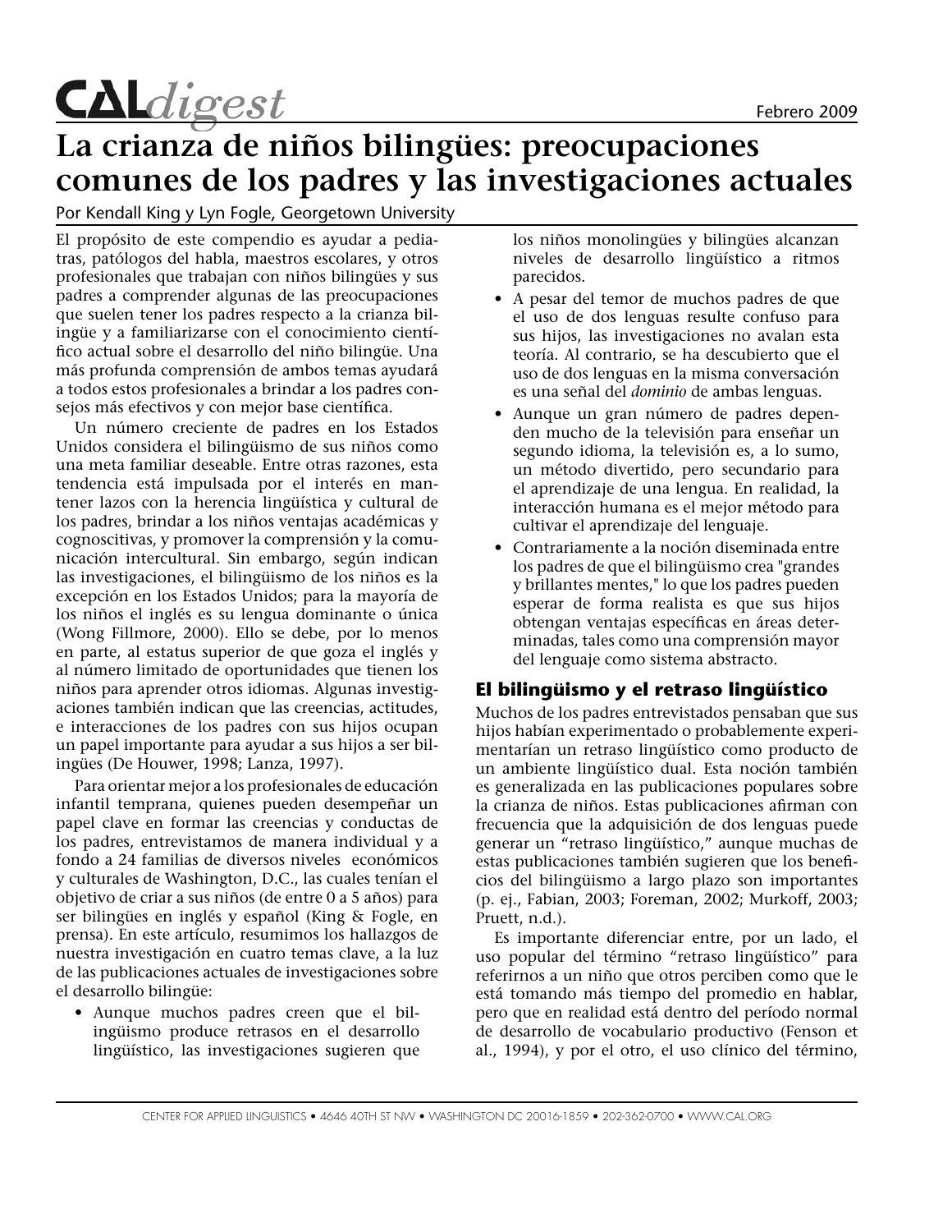# CALdigest

Febrero 2009

# La crianza de niños bilingües: preocupaciones comunes de los padres y las investigaciones actuales

Por Kendall King y Lyn Fogle, Georgetown University

El propósito de este compendio es ayudar a pediatras, patólogos del habla, maestros escolares, y otros profesionales que trabajan con niños bilingües y sus padres a comprender algunas de las preocupaciones que suelen tener los padres respecto a la crianza bilingüe y a familiarizarse con el conocimiento científico actual sobre el desarrollo del niño bilingüe. Una más profunda comprensión de ambos temas ayudará a todos estos profesionales a brindar a los padres consejos más efectivos y con mejor base científica.

Un número creciente de padres en los Estados Unidos considera el bilingüismo de sus niños como una meta familiar deseable. Entre otras razones, esta tendencia está impulsada por el interés en mantener lazos con la herencia lingüística y cultural de los padres, brindar a los niños ventajas académicas y cognoscitivas, y promover la comprensión y la comunicación intercultural. Sin embargo, según indican las investigaciones, el bilingüismo de los niños es la excepción en los Estados Unidos; para la mayoría de los niños el inglés es su lengua dominante o única (Wong Fillmore, 2000). Ello se debe, por lo menos en parte, al estatus superior de que goza el inglés y al número limitado de oportunidades que tienen los niños para aprender otros idiomas. Algunas investigaciones también indican que las creencias, actitudes, e interacciones de los padres con sus hijos ocupan un papel importante para ayudar a sus hijos a ser bilingües (De Houwer, 1998; Lanza, 1997).

Para orientar mejor a los profesionales de educación infantil temprana, quienes pueden desempeñar un papel clave en formar las creencias y conductas de los padres, entrevistamos de manera individual y a fondo a 24 familias de diversos niveles económicos y culturales de Washington, D.C., las cuales tenían el objetivo de criar a sus niños (de entre 0 a 5 años) para ser bilingües en inglés y español (King & Fogle, en prensa). En este artículo, resumimos los hallazgos de nuestra investigación en cuatro temas clave, a la luz de las publicaciones actuales de investigaciones sobre el desarrollo bilingüe:

- Aunque muchos padres creen que el bilingüismo produce retrasos en el desarrollo lingüístico, las investigaciones sugieren que los niños monolingües y bilingües alcanzan niveles de desarrollo lingüístico a ritmos parecidos.
- A pesar del temor de muchos padres de que el uso de dos lenguas resulte confuso para sus hijos, las investigaciones no avalan esta teoría. Al contrario, se ha descubierto que el uso de dos lenguas en la misma conversación es una señal del *dominio* de ambas lenguas.
- Aunque un gran número de padres dependen mucho de la televisión para enseñar un segundo idioma, la televisión es, a lo sumo, un método divertido, pero secundario para el aprendizaje de una lengua. En realidad, la interacción humana es el mejor método para cultivar el aprendizaje del lenguaje.
- Contrariamente a la noción diseminada entre los padres de que el bilingüismo crea "grandes y brillantes mentes," lo que los padres pueden esperar de forma realista es que sus hijos obtengan ventajas específicas en áreas determinadas, tales como una comprensión mayor del lenguaje como sistema abstracto.

## El bilingüismo y el retraso lingüístico

Muchos de los padres entrevistados pensaban que sus hijos habían experimentado o probablemente experimentarían un retraso lingüístico como producto de un ambiente lingüístico dual. Esta noción también es generalizada en las publicaciones populares sobre la crianza de niños. Estas publicaciones afirman con frecuencia que la adquisición de dos lenguas puede generar un "retraso lingüístico," aunque muchas de estas publicaciones también sugieren que los beneficios del bilingüismo a largo plazo son importantes (p. ej., Fabian, 2003; Foreman, 2002; Murkoff, 2003; Pruett, n.d.).

Es importante diferenciar entre, por un lado, el uso popular del término "retraso lingüístico" para referirnos a un niño que otros perciben como que le está tomando más tiempo del promedio en hablar, pero que en realidad está dentro del período normal de desarrollo de vocabulario productivo (Fenson et al., 1994), y por el otro, el uso clínico del término,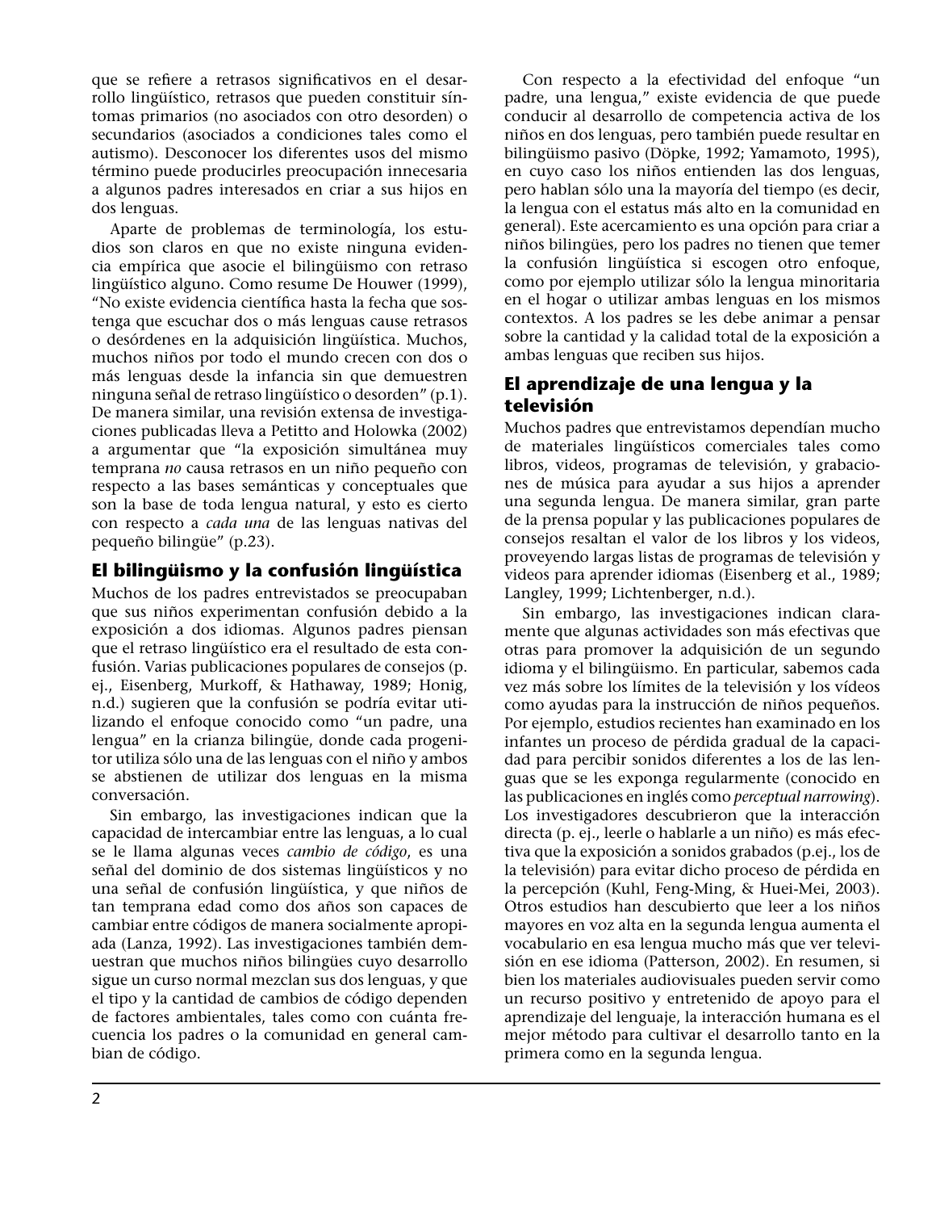que se refiere a retrasos significativos en el desarrollo lingüístico, retrasos que pueden constituir síntomas primarios (no asociados con otro desorden) o secundarios (asociados a condiciones tales como el autismo). Desconocer los diferentes usos del mismo término puede producirles preocupación innecesaria a algunos padres interesados en criar a sus hijos en dos lenguas.

Aparte de problemas de terminología, los estudios son claros en que no existe ninguna evidencia empírica que asocie el bilingüismo con retraso lingüístico alguno. Como resume De Houwer (1999), "No existe evidencia científica hasta la fecha que sostenga que escuchar dos o más lenguas cause retrasos o desórdenes en la adquisición lingüística. Muchos, muchos niños por todo el mundo crecen con dos o más lenguas desde la infancia sin que demuestren ninguna señal de retraso lingüístico o desorden" (p.1). De manera similar, una revisión extensa de investigaciones publicadas lleva a Petitto and Holowka (2002) a argumentar que "la exposición simultánea muy temprana *no* causa retrasos en un niño pequeño con respecto a las bases semánticas y conceptuales que son la base de toda lengua natural, y esto es cierto con respecto a *cada una* de las lenguas nativas del pequeño bilingüe" (p.23).

## El bilingüismo y la confusión lingüística

Muchos de los padres entrevistados se preocupaban que sus niños experimentan confusión debido a la exposición a dos idiomas. Algunos padres piensan que el retraso lingüístico era el resultado de esta confusión. Varias publicaciones populares de consejos (p. ej., Eisenberg, Murkoff, & Hathaway, 1989; Honig, n.d.) sugieren que la confusión se podría evitar utilizando el enfoque conocido como "un padre, una lengua" en la crianza bilingüe, donde cada progenitor utiliza sólo una de las lenguas con el niño y ambos se abstienen de utilizar dos lenguas en la misma conversación.

Sin embargo, las investigaciones indican que la capacidad de intercambiar entre las lenguas, a lo cual se le llama algunas veces *cambio de código*, es una señal del dominio de dos sistemas lingüísticos y no una señal de confusión lingüística, y que niños de tan temprana edad como dos años son capaces de cambiar entre códigos de manera socialmente apropiada (Lanza, 1992). Las investigaciones también demuestran que muchos niños bilingües cuyo desarrollo sigue un curso normal mezclan sus dos lenguas, y que el tipo y la cantidad de cambios de código dependen de factores ambientales, tales como con cuánta frecuencia los padres o la comunidad en general cambian de código.

Con respecto a la efectividad del enfoque "un padre, una lengua," existe evidencia de que puede conducir al desarrollo de competencia activa de los niños en dos lenguas, pero también puede resultar en bilingüismo pasivo (Döpke, 1992; Yamamoto, 1995), en cuyo caso los niños entienden las dos lenguas, pero hablan sólo una la mayoría del tiempo (es decir, la lengua con el estatus más alto en la comunidad en general). Este acercamiento es una opción para criar a niños bilingües, pero los padres no tienen que temer la confusión lingüística si escogen otro enfoque, como por ejemplo utilizar sólo la lengua minoritaria en el hogar o utilizar ambas lenguas en los mismos contextos. A los padres se les debe animar a pensar sobre la cantidad y la calidad total de la exposición a ambas lenguas que reciben sus hijos.

## El aprendizaje de una lengua y la televisión

Muchos padres que entrevistamos dependían mucho de materiales lingüísticos comerciales tales como libros, videos, programas de televisión, y grabaciones de música para ayudar a sus hijos a aprender una segunda lengua. De manera similar, gran parte de la prensa popular y las publicaciones populares de consejos resaltan el valor de los libros y los videos, proveyendo largas listas de programas de televisión y videos para aprender idiomas (Eisenberg et al., 1989; Langley, 1999; Lichtenberger, n.d.).

Sin embargo, las investigaciones indican claramente que algunas actividades son más efectivas que otras para promover la adquisición de un segundo idioma y el bilingüismo. En particular, sabemos cada vez más sobre los límites de la televisión y los vídeos como ayudas para la instrucción de niños pequeños. Por ejemplo, estudios recientes han examinado en los infantes un proceso de pérdida gradual de la capacidad para percibir sonidos diferentes a los de las lenguas que se les exponga regularmente (conocido en las publicaciones en inglés como *perceptual narrowing*). Los investigadores descubrieron que la interacción directa (p. ej., leerle o hablarle a un niño) es más efectiva que la exposición a sonidos grabados (p.ej., los de la televisión) para evitar dicho proceso de pérdida en la percepción (Kuhl, Feng-Ming, & Huei-Mei, 2003). Otros estudios han descubierto que leer a los niños mayores en voz alta en la segunda lengua aumenta el vocabulario en esa lengua mucho más que ver televisión en ese idioma (Patterson, 2002). En resumen, si bien los materiales audiovisuales pueden servir como un recurso positivo y entretenido de apoyo para el aprendizaje del lenguaje, la interacción humana es el mejor método para cultivar el desarrollo tanto en la primera como en la segunda lengua.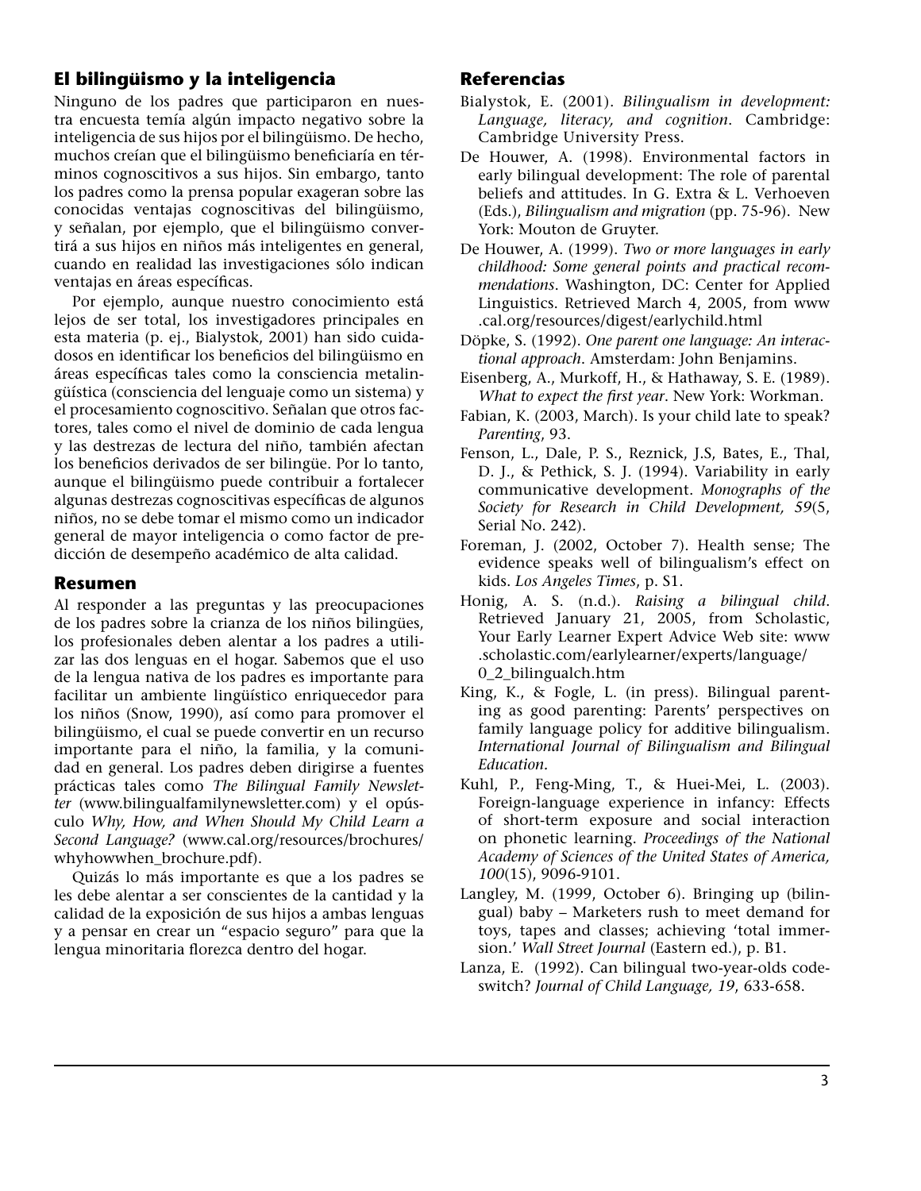## El bilingüismo y la inteligencia

Ninguno de los padres que participaron en nuestra encuesta temía algún impacto negativo sobre la inteligencia de sus hijos por el bilingüismo. De hecho, muchos creían que el bilingüismo beneficiaría en términos cognoscitivos a sus hijos. Sin embargo, tanto los padres como la prensa popular exageran sobre las conocidas ventajas cognoscitivas del bilingüismo, y señalan, por ejemplo, que el bilingüismo convertirá a sus hijos en niños más inteligentes en general, cuando en realidad las investigaciones sólo indican ventajas en áreas específicas.

Por ejemplo, aunque nuestro conocimiento está lejos de ser total, los investigadores principales en esta materia (p. ej., Bialystok, 2001) han sido cuidadosos en identificar los beneficios del bilingüismo en áreas específicas tales como la consciencia metalingüística (consciencia del lenguaje como un sistema) y el procesamiento cognoscitivo. Señalan que otros factores, tales como el nivel de dominio de cada lengua y las destrezas de lectura del niño, también afectan los beneficios derivados de ser bilingüe. Por lo tanto, aunque el bilingüismo puede contribuir a fortalecer algunas destrezas cognoscitivas específicas de algunos niños, no se debe tomar el mismo como un indicador general de mayor inteligencia o como factor de predicción de desempeño académico de alta calidad.

## Resumen

Al responder a las preguntas y las preocupaciones de los padres sobre la crianza de los niños bilingües, los profesionales deben alentar a los padres a utilizar las dos lenguas en el hogar. Sabemos que el uso de la lengua nativa de los padres es importante para facilitar un ambiente lingüístico enriquecedor para los niños (Snow, 1990), así como para promover el bilingüismo, el cual se puede convertir en un recurso importante para el niño, la familia, y la comunidad en general. Los padres deben dirigirse a fuentes prácticas tales como *The Bilingual Family Newsletter* (www.bilingualfamilynewsletter.com) y el opúsculo *Why, How, and When Should My Child Learn a Second Language?* (www.cal.org/resources/brochures/whyhowwhen_brochure.pdf).

Quizás lo más importante es que a los padres se les debe alentar a ser conscientes de la cantidad y la calidad de la exposición de sus hijos a ambas lenguas y a pensar en crear un "espacio seguro" para que la lengua minoritaria florezca dentro del hogar.

## Referencias

Bialystok, E. (2001). *Bilingualism in development: Language, literacy, and cognition*. Cambridge: Cambridge University Press.

De Houwer, A. (1998). Environmental factors in early bilingual development: The role of parental beliefs and attitudes. In G. Extra & L. Verhoeven (Eds.), *Bilingualism and migration* (pp. 75-96). New York: Mouton de Gruyter.

De Houwer, A. (1999). *Two or more languages in early childhood: Some general points and practical recommendations*. Washington, DC: Center for Applied Linguistics. Retrieved March 4, 2005, from www.cal.org/resources/digest/earlychild.html

Döpke, S. (1992). *One parent one language: An interactional approach*. Amsterdam: John Benjamins.

Eisenberg, A., Murkoff, H., & Hathaway, S. E. (1989). *What to expect the first year*. New York: Workman.

Fabian, K. (2003, March). Is your child late to speak? *Parenting*, 93.

Fenson, L., Dale, P. S., Reznick, J.S, Bates, E., Thal, D. J., & Pethick, S. J. (1994). Variability in early communicative development. *Monographs of the Society for Research in Child Development, 59*(5, Serial No. 242).

Foreman, J. (2002, October 7). Health sense; The evidence speaks well of bilingualism's effect on kids. *Los Angeles Times*, p. S1.

Honig, A. S. (n.d.). *Raising a bilingual child*. Retrieved January 21, 2005, from Scholastic, Your Early Learner Expert Advice Web site: www.scholastic.com/earlylearner/experts/language/0_2_bilingualch.htm

King, K., & Fogle, L. (in press). Bilingual parenting as good parenting: Parents' perspectives on family language policy for additive bilingualism. *International Journal of Bilingualism and Bilingual Education.*

Kuhl, P., Feng-Ming, T., & Huei-Mei, L. (2003). Foreign-language experience in infancy: Effects of short-term exposure and social interaction on phonetic learning. *Proceedings of the National Academy of Sciences of the United States of America, 100*(15), 9096-9101.

Langley, M. (1999, October 6). Bringing up (bilingual) baby – Marketers rush to meet demand for toys, tapes and classes; achieving 'total immersion.' *Wall Street Journal* (Eastern ed.), p. B1.

Lanza, E. (1992). Can bilingual two-year-olds code-switch? *Journal of Child Language, 19*, 633-658.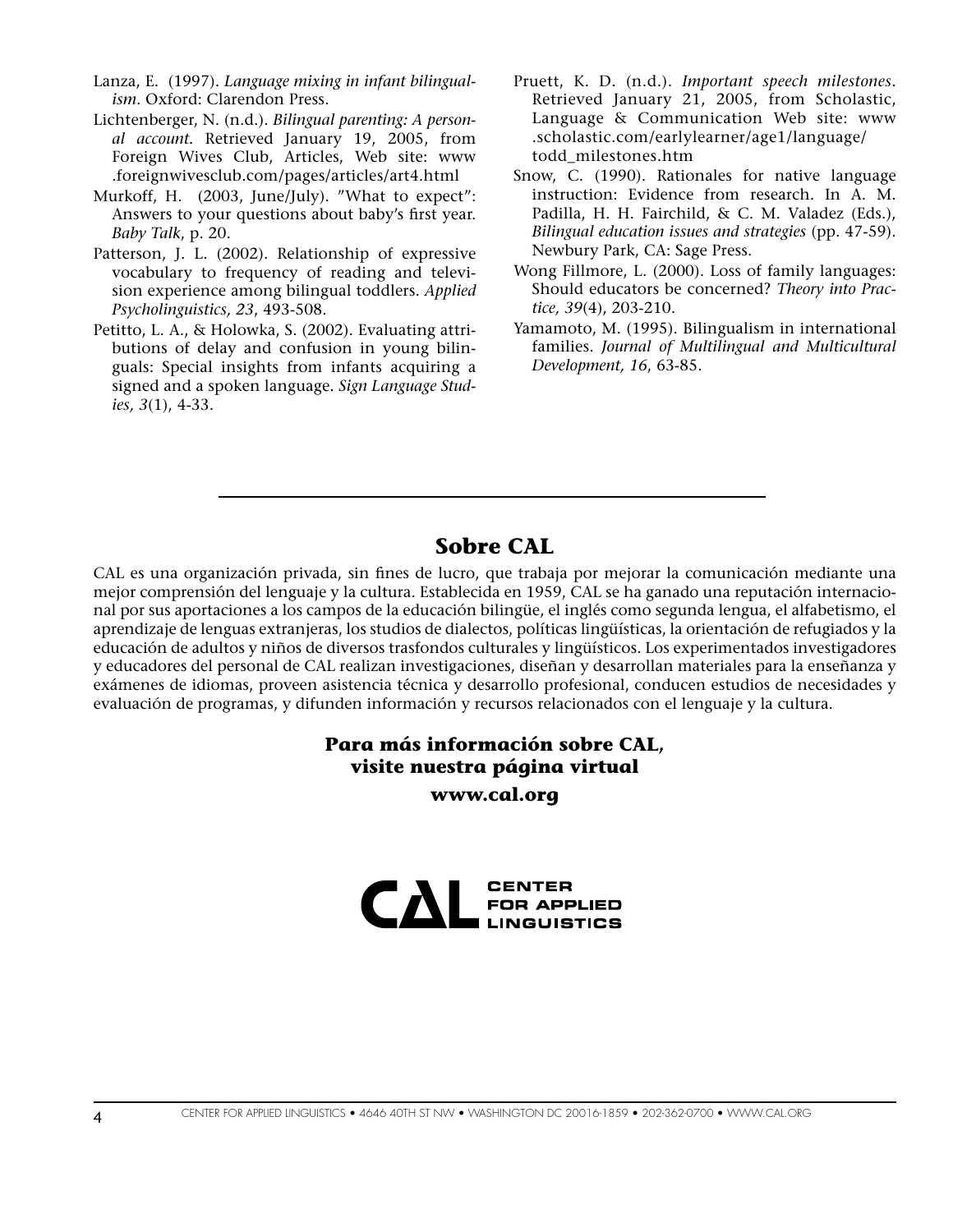Lanza, E. (1997). *Language mixing in infant bilingualism*. Oxford: Clarendon Press.

Lichtenberger, N. (n.d.). *Bilingual parenting: A personal account*. Retrieved January 19, 2005, from Foreign Wives Club, Articles, Web site: www.foreignwivesclub.com/pages/articles/art4.html

Murkoff, H. (2003, June/July). "What to expect": Answers to your questions about baby's first year. *Baby Talk*, p. 20.

Patterson, J. L. (2002). Relationship of expressive vocabulary to frequency of reading and television experience among bilingual toddlers. *Applied Psycholinguistics, 23*, 493-508.

Petitto, L. A., & Holowka, S. (2002). Evaluating attributions of delay and confusion in young bilinguals: Special insights from infants acquiring a signed and a spoken language. *Sign Language Studies, 3*(1), 4-33.

Pruett, K. D. (n.d.). *Important speech milestones*. Retrieved January 21, 2005, from Scholastic, Language & Communication Web site: www.scholastic.com/earlylearner/age1/language/todd_milestones.htm

Snow, C. (1990). Rationales for native language instruction: Evidence from research. In A. M. Padilla, H. H. Fairchild, & C. M. Valadez (Eds.), *Bilingual education issues and strategies* (pp. 47-59). Newbury Park, CA: Sage Press.

Wong Fillmore, L. (2000). Loss of family languages: Should educators be concerned? *Theory into Practice, 39*(4), 203-210.

Yamamoto, M. (1995). Bilingualism in international families. *Journal of Multilingual and Multicultural Development, 16*, 63-85.

---

## Sobre CAL

CAL es una organización privada, sin fines de lucro, que trabaja por mejorar la comunicación mediante una mejor comprensión del lenguaje y la cultura. Establecida en 1959, CAL se ha ganado una reputación internacional por sus aportaciones a los campos de la educación bilingüe, el inglés como segunda lengua, el alfabetismo, el aprendizaje de lenguas extranjeras, los studios de dialectos, políticas lingüísticas, la orientación de refugiados y la educación de adultos y niños de diversos trasfondos culturales y lingüísticos. Los experimentados investigadores y educadores del personal de CAL realizan investigaciones, diseñan y desarrollan materiales para la enseñanza y exámenes de idiomas, proveen asistencia técnica y desarrollo profesional, conducen estudios de necesidades y evaluación de programas, y difunden información y recursos relacionados con el lenguaje y la cultura.

**Para más información sobre CAL, visite nuestra página virtual**

**www.cal.org**

CAL CENTER FOR APPLIED LINGUISTICS